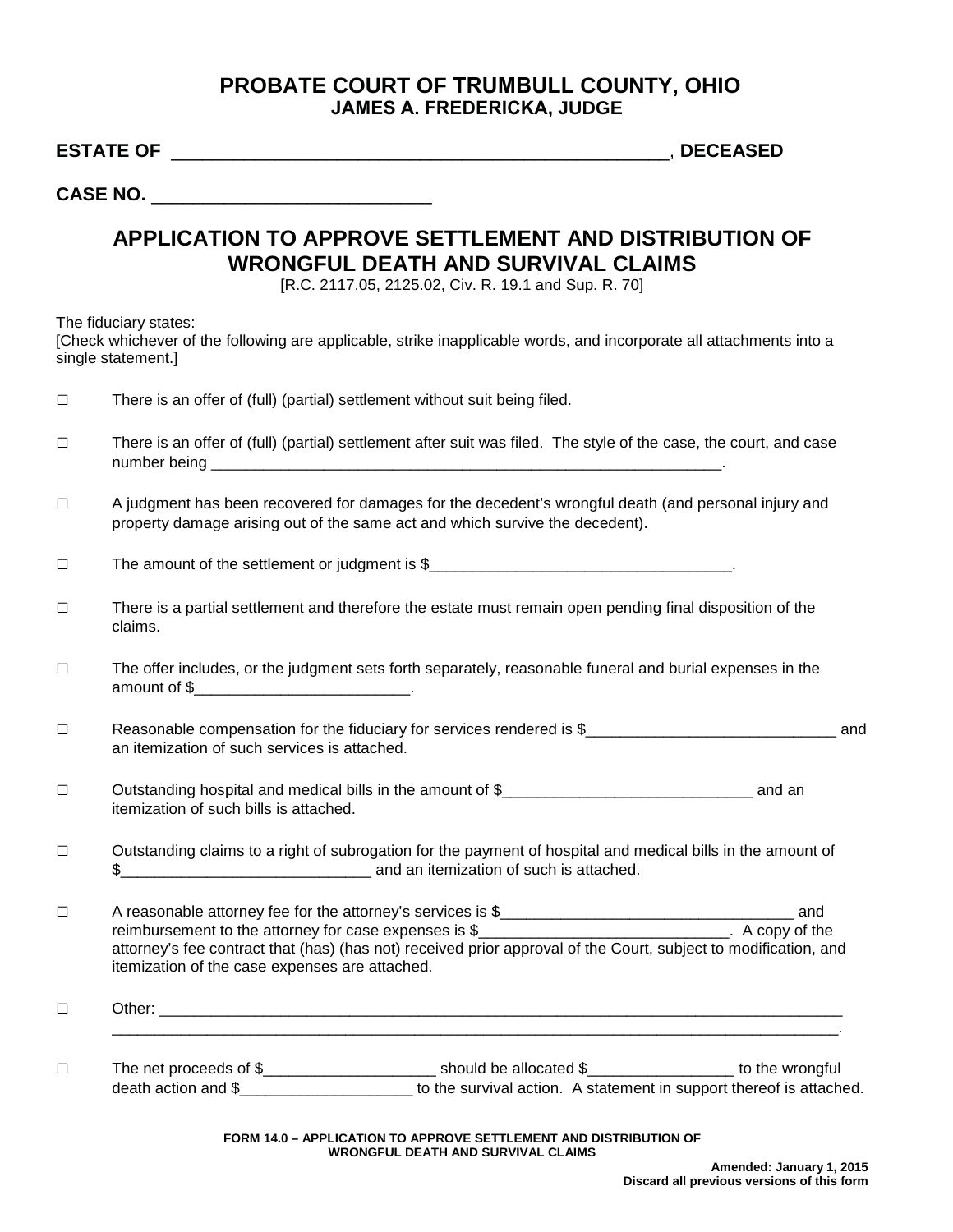# PROBATE COURT OF TRUMBULL COUNTY, OHIO
## JAMES A. FREDERICKA, JUDGE

**ESTATE OF __________________________________________________, DECEASED**

**CASE NO. ____________________________**

## APPLICATION TO APPROVE SETTLEMENT AND DISTRIBUTION OF WRONGFUL DEATH AND SURVIVAL CLAIMS

[R.C. 2117.05, 2125.02, Civ. R. 19.1 and Sup. R. 70]

The fiduciary states:
[Check whichever of the following are applicable, strike inapplicable words, and incorporate all attachments into a single statement.]

☐ There is an offer of (full) (partial) settlement without suit being filed.

☐ There is an offer of (full) (partial) settlement after suit was filed. The style of the case, the court, and case number being _______________________________________________________________.

☐ A judgment has been recovered for damages for the decedent's wrongful death (and personal injury and property damage arising out of the same act and which survive the decedent).

☐ The amount of the settlement or judgment is $____________________________________.

☐ There is a partial settlement and therefore the estate must remain open pending final disposition of the claims.

☐ The offer includes, or the judgment sets forth separately, reasonable funeral and burial expenses in the amount of $_________________________.

☐ Reasonable compensation for the fiduciary for services rendered is $_____________________________ and an itemization of such services is attached.

☐ Outstanding hospital and medical bills in the amount of $_____________________________ and an itemization of such bills is attached.

☐ Outstanding claims to a right of subrogation for the payment of hospital and medical bills in the amount of $_____________________________ and an itemization of such is attached.

☐ A reasonable attorney fee for the attorney's services is $__________________________________ and reimbursement to the attorney for case expenses is $_____________________________. A copy of the attorney's fee contract that (has) (has not) received prior approval of the Court, subject to modification, and itemization of the case expenses are attached.

☐ Other: ______________________________________________________________________________________
_____________________________________________________________________________________________.

☐ The net proceeds of $____________________ should be allocated $_________________ to the wrongful death action and $____________________ to the survival action. A statement in support thereof is attached.

FORM 14.0 – APPLICATION TO APPROVE SETTLEMENT AND DISTRIBUTION OF WRONGFUL DEATH AND SURVIVAL CLAIMS

Amended: January 1, 2015
Discard all previous versions of this form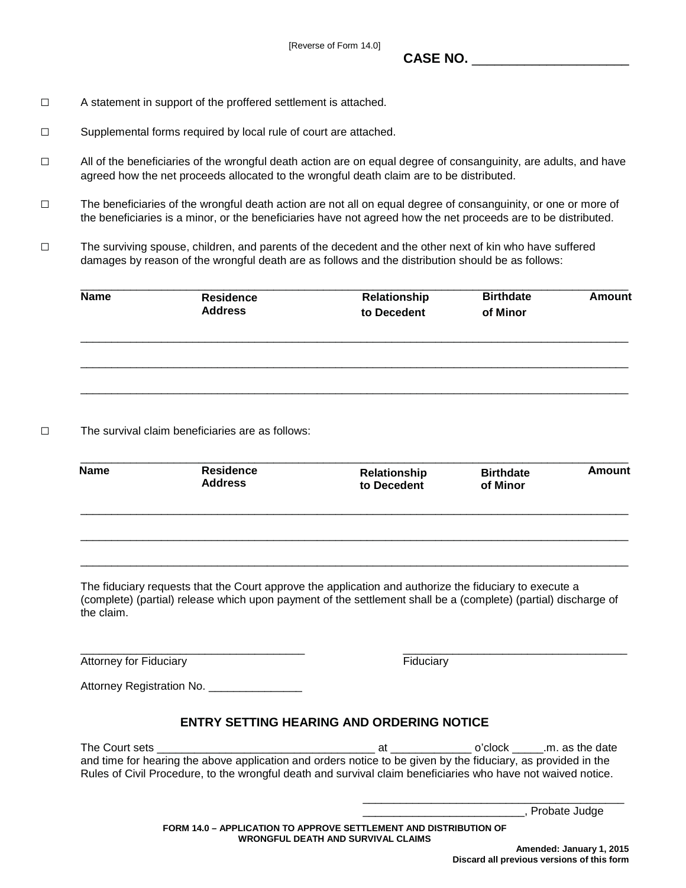[Reverse of Form 14.0]

**CASE NO. _____________________**

☐ A statement in support of the proffered settlement is attached.

☐ Supplemental forms required by local rule of court are attached.

☐ All of the beneficiaries of the wrongful death action are on equal degree of consanguinity, are adults, and have agreed how the net proceeds allocated to the wrongful death claim are to be distributed.

☐ The beneficiaries of the wrongful death action are not all on equal degree of consanguinity, or one or more of the beneficiaries is a minor, or the beneficiaries have not agreed how the net proceeds are to be distributed.

☐ The surviving spouse, children, and parents of the decedent and the other next of kin who have suffered damages by reason of the wrongful death are as follows and the distribution should be as follows:

| Name | Residence Address | Relationship to Decedent | Birthdate of Minor | Amount |
|---|---|---|---|---|
| | | | | |
| | | | | |
| | | | | |

☐ The survival claim beneficiaries are as follows:

| Name | Residence Address | Relationship to Decedent | Birthdate of Minor | Amount |
|---|---|---|---|---|
| | | | | |
| | | | | |
| | | | | |

The fiduciary requests that the Court approve the application and authorize the fiduciary to execute a (complete) (partial) release which upon payment of the settlement shall be a (complete) (partial) discharge of the claim.

_____________________________________
Attorney for Fiduciary

_____________________________________
Fiduciary

Attorney Registration No. _______________

## ENTRY SETTING HEARING AND ORDERING NOTICE

The Court sets ___________________________________ at _____________ o'clock _____.m. as the date and time for hearing the above application and orders notice to be given by the fiduciary, as provided in the Rules of Civil Procedure, to the wrongful death and survival claim beneficiaries who have not waived notice.

_____________________________________________
__________________________, Probate Judge

**FORM 14.0 – APPLICATION TO APPROVE SETTLEMENT AND DISTRIBUTION OF WRONGFUL DEATH AND SURVIVAL CLAIMS**

**Amended: January 1, 2015**
**Discard all previous versions of this form**